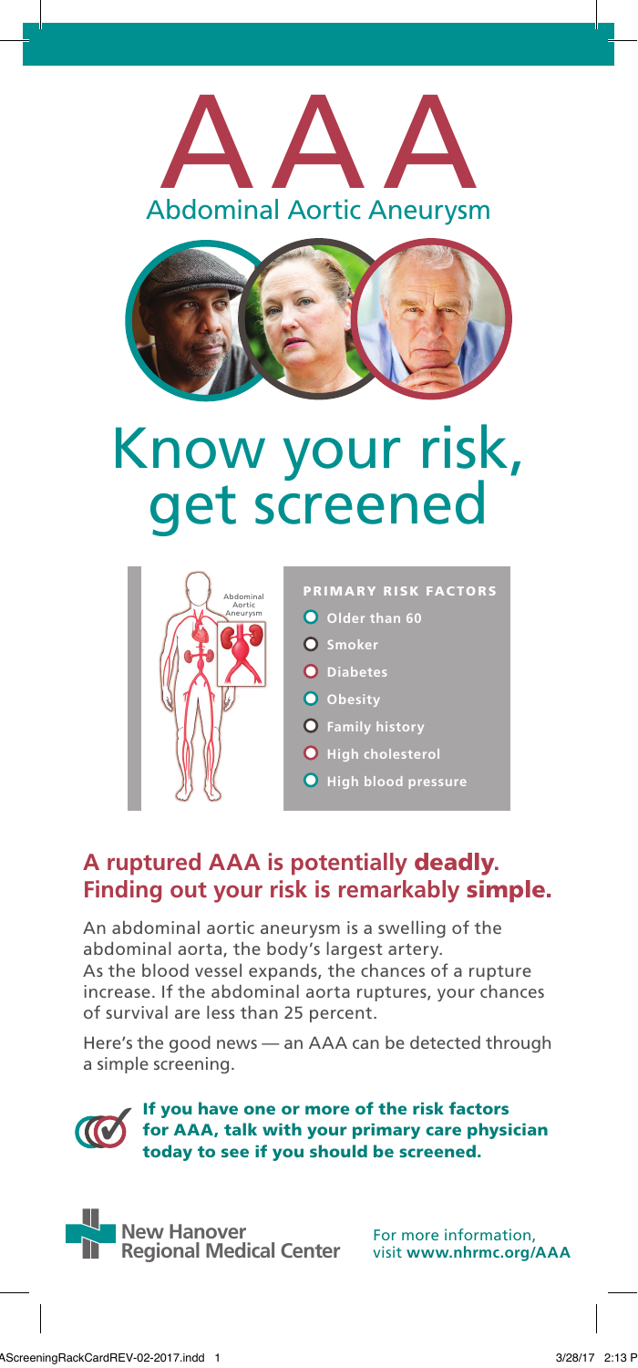# AAA

## Abdominal Aortic Aneurysm

# Know your risk, get screened

Abdominal Aortic Aneurysm

**PRIMARY RISK FACTORS**

- Older than 60
- Smoker
- Diabetes
- Obesity
- Family history
- High cholesterol
- High blood pressure

## A ruptured AAA is potentially **deadly**. Finding out your risk is remarkably **simple.**

An abdominal aortic aneurysm is a swelling of the abdominal aorta, the body's largest artery. As the blood vessel expands, the chances of a rupture increase. If the abdominal aorta ruptures, your chances of survival are less than 25 percent.

Here's the good news — an AAA can be detected through a simple screening.

**If you have one or more of the risk factors for AAA, talk with your primary care physician today to see if you should be screened.**

New Hanover Regional Medical Center

For more information, visit **www.nhrmc.org/AAA**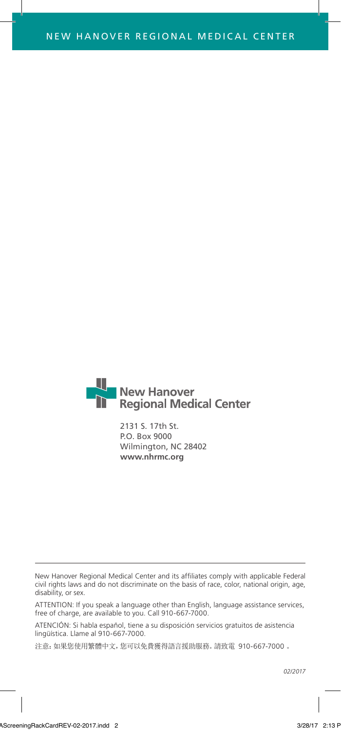NEW HANOVER REGIONAL MEDICAL CENTER

**New Hanover Regional Medical Center**

2131 S. 17th St.
P.O. Box 9000
Wilmington, NC 28402
**www.nhrmc.org**

New Hanover Regional Medical Center and its affiliates comply with applicable Federal civil rights laws and do not discriminate on the basis of race, color, national origin, age, disability, or sex.

ATTENTION: If you speak a language other than English, language assistance services, free of charge, are available to you. Call 910-667-7000.

ATENCIÓN: Si habla español, tiene a su disposición servicios gratuitos de asistencia lingüística. Llame al 910-667-7000.

注意：如果您使用繁體中文，您可以免費獲得語言援助服務。請致電 910-667-7000 。

*02/2017*